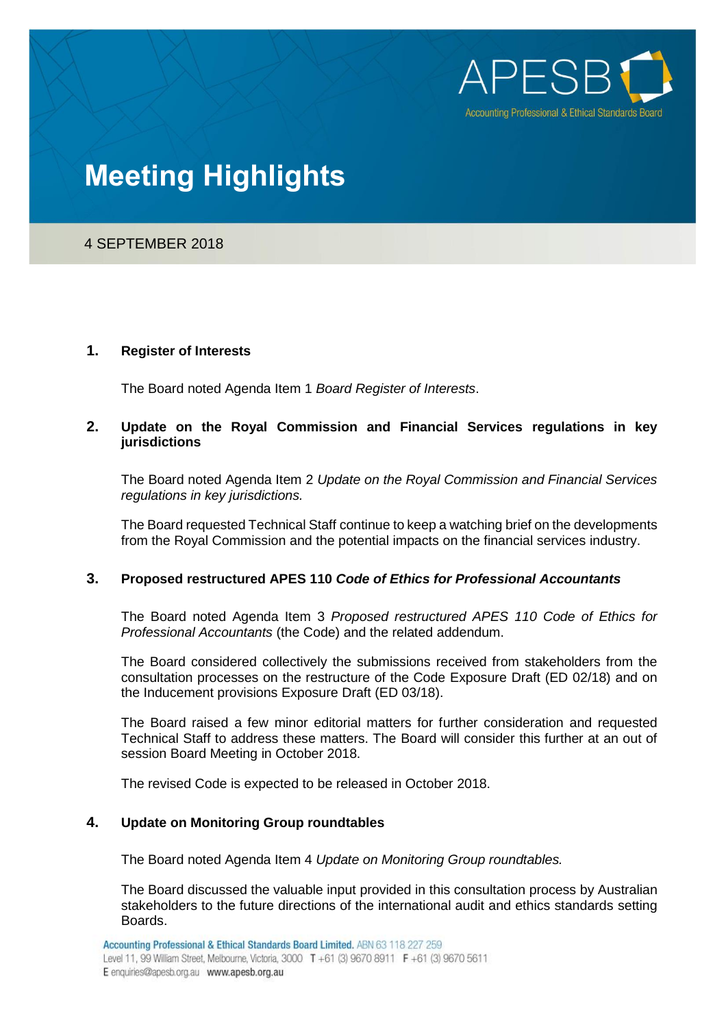# Meeting Highlights

4 SEPTEMBER 2018

## 1. Register of Interests

The Board noted Agenda Item 1 *Board Register of Interests*.

## 2. Update on the Royal Commission and Financial Services regulations in key jurisdictions

The Board noted Agenda Item 2 *Update on the Royal Commission and Financial Services regulations in key jurisdictions.*

The Board requested Technical Staff continue to keep a watching brief on the developments from the Royal Commission and the potential impacts on the financial services industry.

## 3. Proposed restructured APES 110 *Code of Ethics for Professional Accountants*

The Board noted Agenda Item 3 *Proposed restructured APES 110 Code of Ethics for Professional Accountants* (the Code) and the related addendum.

The Board considered collectively the submissions received from stakeholders from the consultation processes on the restructure of the Code Exposure Draft (ED 02/18) and on the Inducement provisions Exposure Draft (ED 03/18).

The Board raised a few minor editorial matters for further consideration and requested Technical Staff to address these matters. The Board will consider this further at an out of session Board Meeting in October 2018.

The revised Code is expected to be released in October 2018.

## 4. Update on Monitoring Group roundtables

The Board noted Agenda Item 4 *Update on Monitoring Group roundtables.*

The Board discussed the valuable input provided in this consultation process by Australian stakeholders to the future directions of the international audit and ethics standards setting Boards.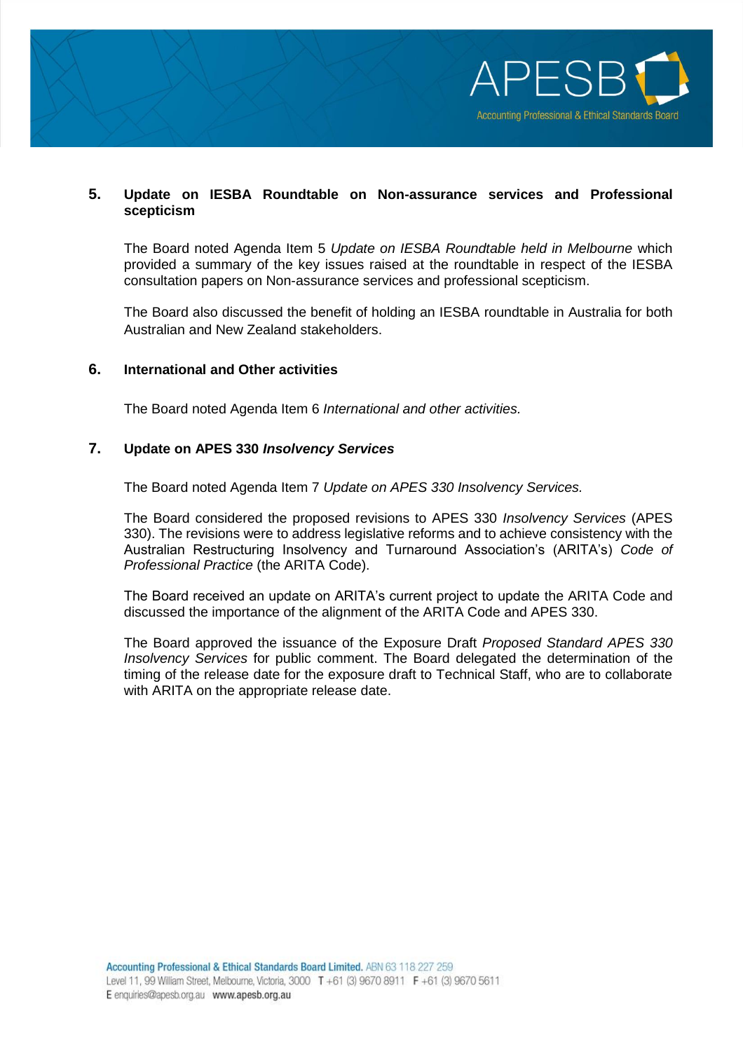## 5. Update on IESBA Roundtable on Non-assurance services and Professional scepticism

The Board noted Agenda Item 5 *Update on IESBA Roundtable held in Melbourne* which provided a summary of the key issues raised at the roundtable in respect of the IESBA consultation papers on Non-assurance services and professional scepticism.

The Board also discussed the benefit of holding an IESBA roundtable in Australia for both Australian and New Zealand stakeholders.

## 6. International and Other activities

The Board noted Agenda Item 6 *International and other activities.*

## 7. Update on APES 330 *Insolvency Services*

The Board noted Agenda Item 7 *Update on APES 330 Insolvency Services.*

The Board considered the proposed revisions to APES 330 *Insolvency Services* (APES 330). The revisions were to address legislative reforms and to achieve consistency with the Australian Restructuring Insolvency and Turnaround Association's (ARITA's) *Code of Professional Practice* (the ARITA Code).

The Board received an update on ARITA's current project to update the ARITA Code and discussed the importance of the alignment of the ARITA Code and APES 330.

The Board approved the issuance of the Exposure Draft *Proposed Standard APES 330 Insolvency Services* for public comment. The Board delegated the determination of the timing of the release date for the exposure draft to Technical Staff, who are to collaborate with ARITA on the appropriate release date.